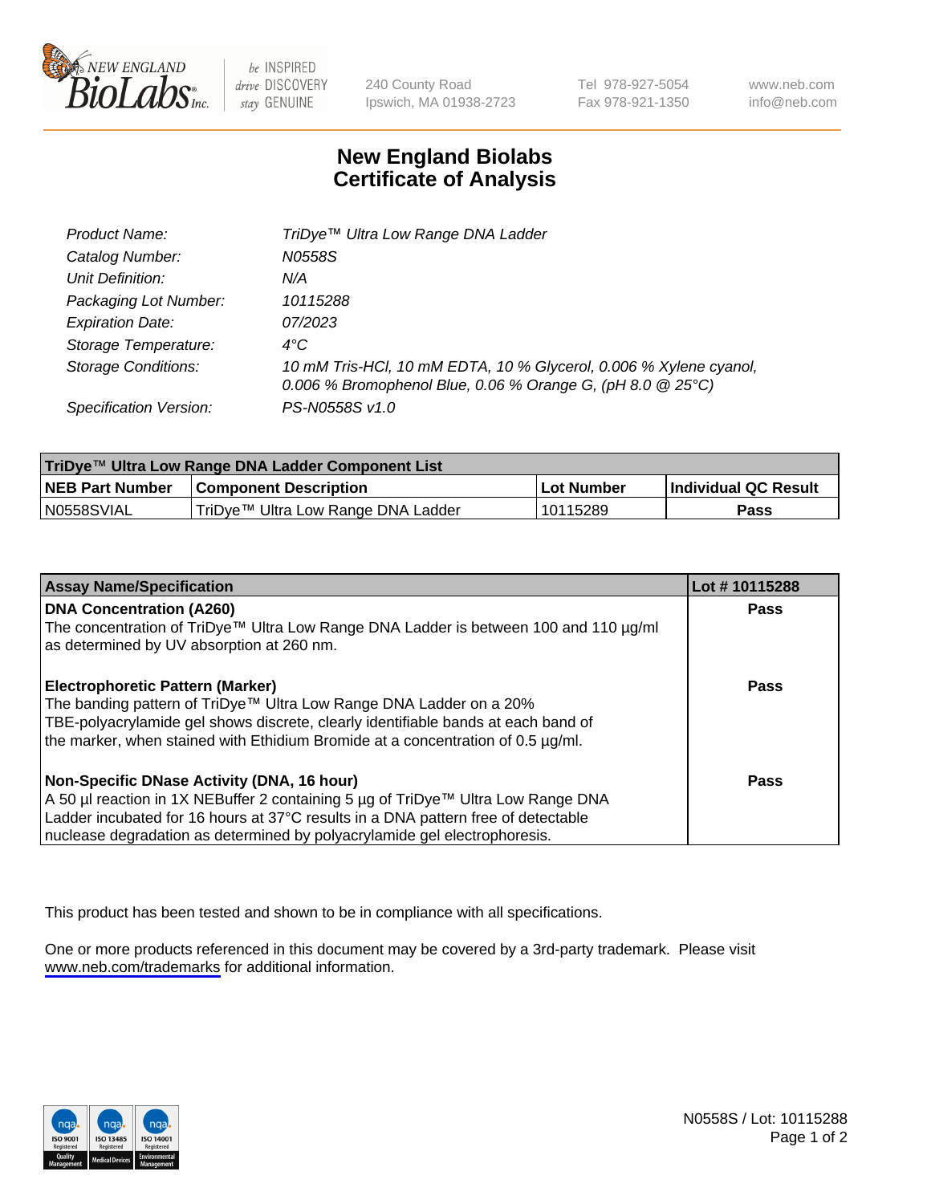NEW ENGLAND BioLabs Inc.

be INSPIRED drive DISCOVERY stay GENUINE

240 County Road
Ipswich, MA 01938-2723

Tel 978-927-5054
Fax 978-921-1350

www.neb.com
info@neb.com

# New England Biolabs Certificate of Analysis

| | |
|---|---|
| *Product Name:* | *TriDye™ Ultra Low Range DNA Ladder* |
| *Catalog Number:* | *N0558S* |
| *Unit Definition:* | *N/A* |
| *Packaging Lot Number:* | *10115288* |
| *Expiration Date:* | *07/2023* |
| *Storage Temperature:* | *4°C* |
| *Storage Conditions:* | *10 mM Tris-HCl, 10 mM EDTA, 10 % Glycerol, 0.006 % Xylene cyanol, 0.006 % Bromophenol Blue, 0.06 % Orange G, (pH 8.0 @ 25°C)* |
| *Specification Version:* | *PS-N0558S v1.0* |

| TriDye™ Ultra Low Range DNA Ladder Component List | | | |
|---|---|---|---|
| **NEB Part Number** | **Component Description** | **Lot Number** | **Individual QC Result** |
| N0558SVIAL | TriDye™ Ultra Low Range DNA Ladder | 10115289 | **Pass** |

| Assay Name/Specification | Lot # 10115288 |
|---|---|
| **DNA Concentration (A260)**<br>The concentration of TriDye™ Ultra Low Range DNA Ladder is between 100 and 110 µg/ml as determined by UV absorption at 260 nm. | **Pass** |
| **Electrophoretic Pattern (Marker)**<br>The banding pattern of TriDye™ Ultra Low Range DNA Ladder on a 20% TBE-polyacrylamide gel shows discrete, clearly identifiable bands at each band of the marker, when stained with Ethidium Bromide at a concentration of 0.5 µg/ml. | **Pass** |
| **Non-Specific DNase Activity (DNA, 16 hour)**<br>A 50 µl reaction in 1X NEBuffer 2 containing 5 µg of TriDye™ Ultra Low Range DNA Ladder incubated for 16 hours at 37°C results in a DNA pattern free of detectable nuclease degradation as determined by polyacrylamide gel electrophoresis. | **Pass** |

This product has been tested and shown to be in compliance with all specifications.

One or more products referenced in this document may be covered by a 3rd-party trademark. Please visit www.neb.com/trademarks for additional information.

N0558S / Lot: 10115288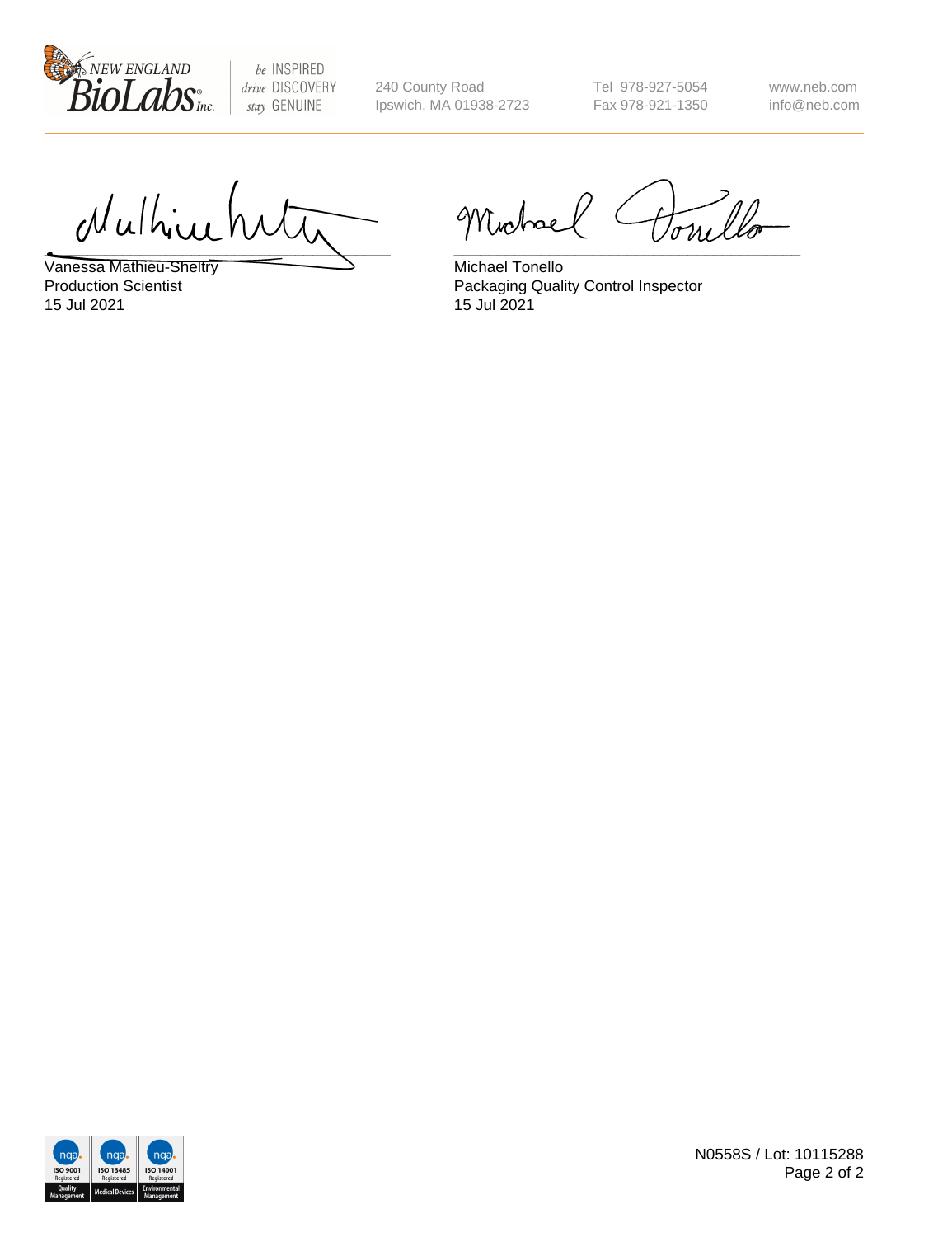240 County Road
Ipswich, MA 01938-2723

Tel 978-927-5054
Fax 978-921-1350

www.neb.com
info@neb.com

Vanessa Mathieu-Sheltry
Production Scientist
15 Jul 2021

Michael Tonello
Packaging Quality Control Inspector
15 Jul 2021

N0558S / Lot: 10115288